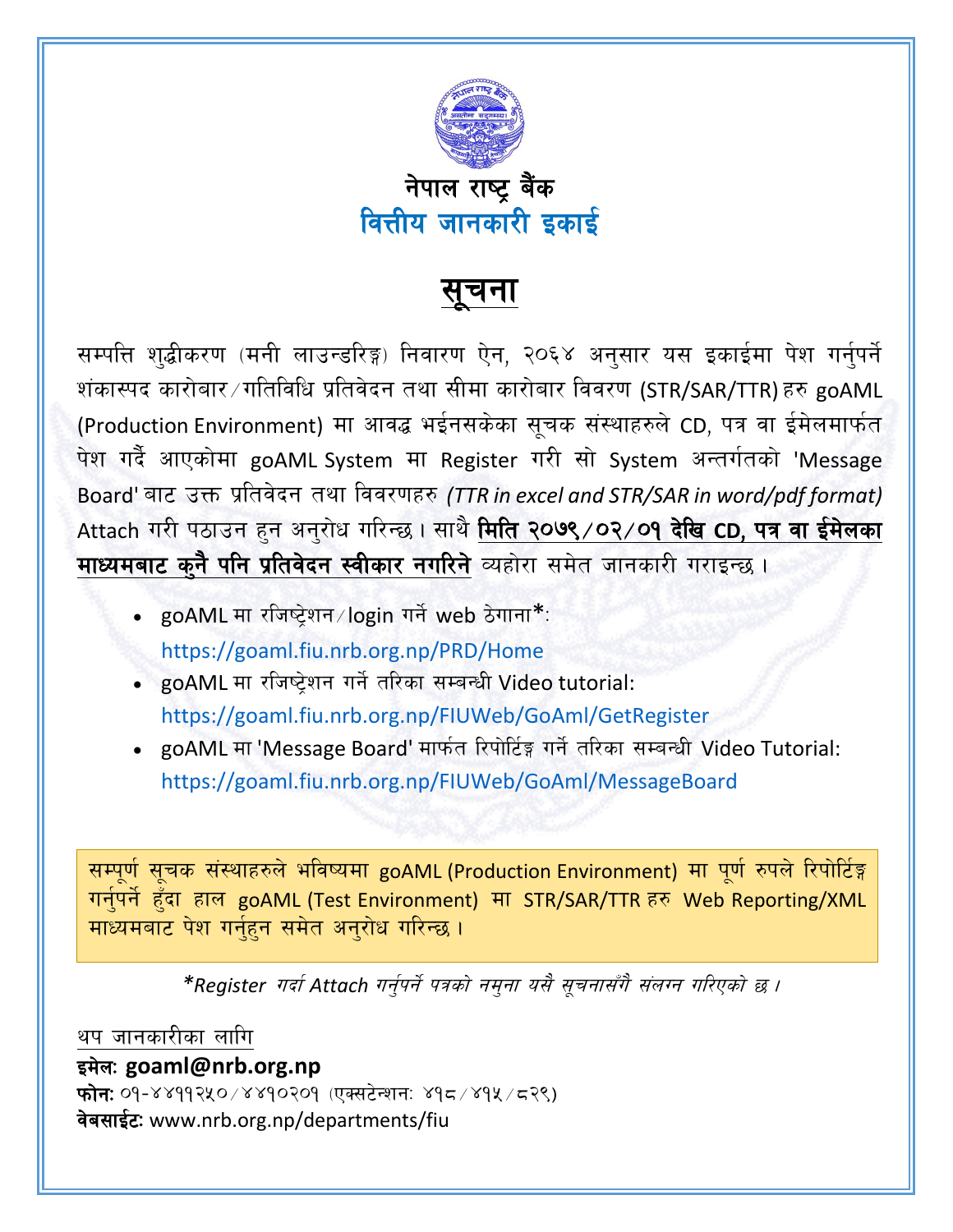# नेपाल राष्ट्र बैंक
## वित्तीय जानकारी इकाई

# सूचना

सम्पत्ति शुद्धीकरण (मनी लाउन्डरिङ्ग) निवारण ऐन, २०६४ अनुसार यस इकाईमा पेश गर्नुपर्ने शंकास्पद कारोबार/गतिविधि प्रतिवेदन तथा सीमा कारोबार विवरण (STR/SAR/TTR) हरु goAML (Production Environment) मा आवद्ध भईनसकेका सूचक संस्थाहरुले CD, पत्र वा ईमेलमार्फत पेश गर्दै आएकोमा goAML System मा Register गरी सो System अन्तर्गतको 'Message Board' बाट उक्त प्रतिवेदन तथा विवरणहरु *(TTR in excel and STR/SAR in word/pdf format)* Attach गरी पठाउन हुन अनुरोध गरिन्छ। साथै **मिति २०७९/०२/०१ देखि CD, पत्र वा ईमेलका माध्यमबाट कुनै पनि प्रतिवेदन स्वीकार नगरिने** व्यहोरा समेत जानकारी गराइन्छ।

- goAML मा रजिष्ट्रेशन/login गर्ने web ठेगाना*:
  https://goaml.fiu.nrb.org.np/PRD/Home
- goAML मा रजिष्ट्रेशन गर्ने तरिका सम्बन्धी Video tutorial:
  https://goaml.fiu.nrb.org.np/FIUWeb/GoAml/GetRegister
- goAML मा 'Message Board' मार्फत रिपोर्टिङ्ग गर्ने तरिका सम्बन्धी Video Tutorial:
  https://goaml.fiu.nrb.org.np/FIUWeb/GoAml/MessageBoard

सम्पूर्ण सूचक संस्थाहरुले भविष्यमा goAML (Production Environment) मा पूर्ण रुपले रिपोर्टिङ्ग गर्नुपर्ने हुँदा हाल goAML (Test Environment) मा STR/SAR/TTR हरु Web Reporting/XML माध्यमबाट पेश गर्नुहुन समेत अनुरोध गरिन्छ।

*\*Register गर्दा Attach गर्नुपर्ने पत्रको नमुना यसै सूचनासँगै संलग्न गरिएको छ।*

थप जानकारीका लागि

**इमेल: goaml@nrb.org.np**

**फोन:** ०१-४४११२५०/४४१०२०१ (एक्सटेन्शन: ४१८/४१५/८२९)

**वेबसाईट:** www.nrb.org.np/departments/fiu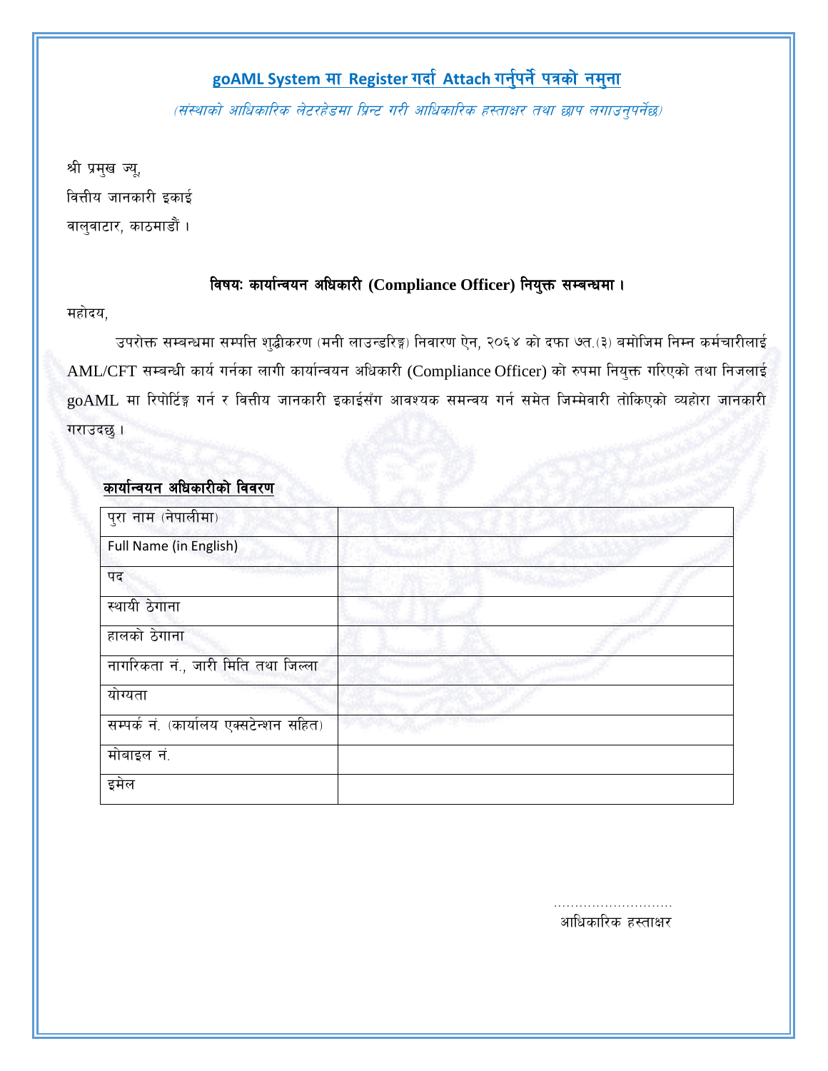## goAML System मा Register गर्दा Attach गर्नुपर्ने पत्रको नमुना

*(संस्थाको आधिकारिक लेटरहेडमा प्रिन्ट गरी आधिकारिक हस्ताक्षर तथा छाप लगाउनुपर्नेछ)*

श्री प्रमुख ज्यू,

वित्तीय जानकारी इकाई

वालुवाटार, काठमाडौं ।

**विषयः कार्यान्वयन अधिकारी (Compliance Officer) नियुक्त सम्बन्धमा ।**

महोदय,

उपरोक्त सम्बन्धमा सम्पत्ति शुद्धीकरण (मनी लाउन्डरिङ्ग) निवारण ऐन, २०६४ को दफा ७त.(३) बमोजिम निम्न कर्मचारीलाई AML/CFT सम्बन्धी कार्य गर्नका लागी कार्यान्वयन अधिकारी (Compliance Officer) को रुपमा नियुक्त गरिएको तथा निजलाई goAML मा रिपोर्टिङ्ग गर्न र वित्तीय जानकारी इकाईसँग आवश्यक समन्वय गर्न समेत जिम्मेवारी तोकिएको व्यहोरा जानकारी गराउदछु ।

**कार्यान्वयन अधिकारीको विवरण**

| | |
|---|---|
| पुरा नाम (नेपालीमा) | |
| Full Name (in English) | |
| पद | |
| स्थायी ठेगाना | |
| हालको ठेगाना | |
| नागरिकता नं., जारी मिति तथा जिल्ला | |
| योग्यता | |
| सम्पर्क नं. (कार्यालय एक्सटेन्शन सहित) | |
| मोबाइल नं. | |
| इमेल | |

............................

आधिकारिक हस्ताक्षर